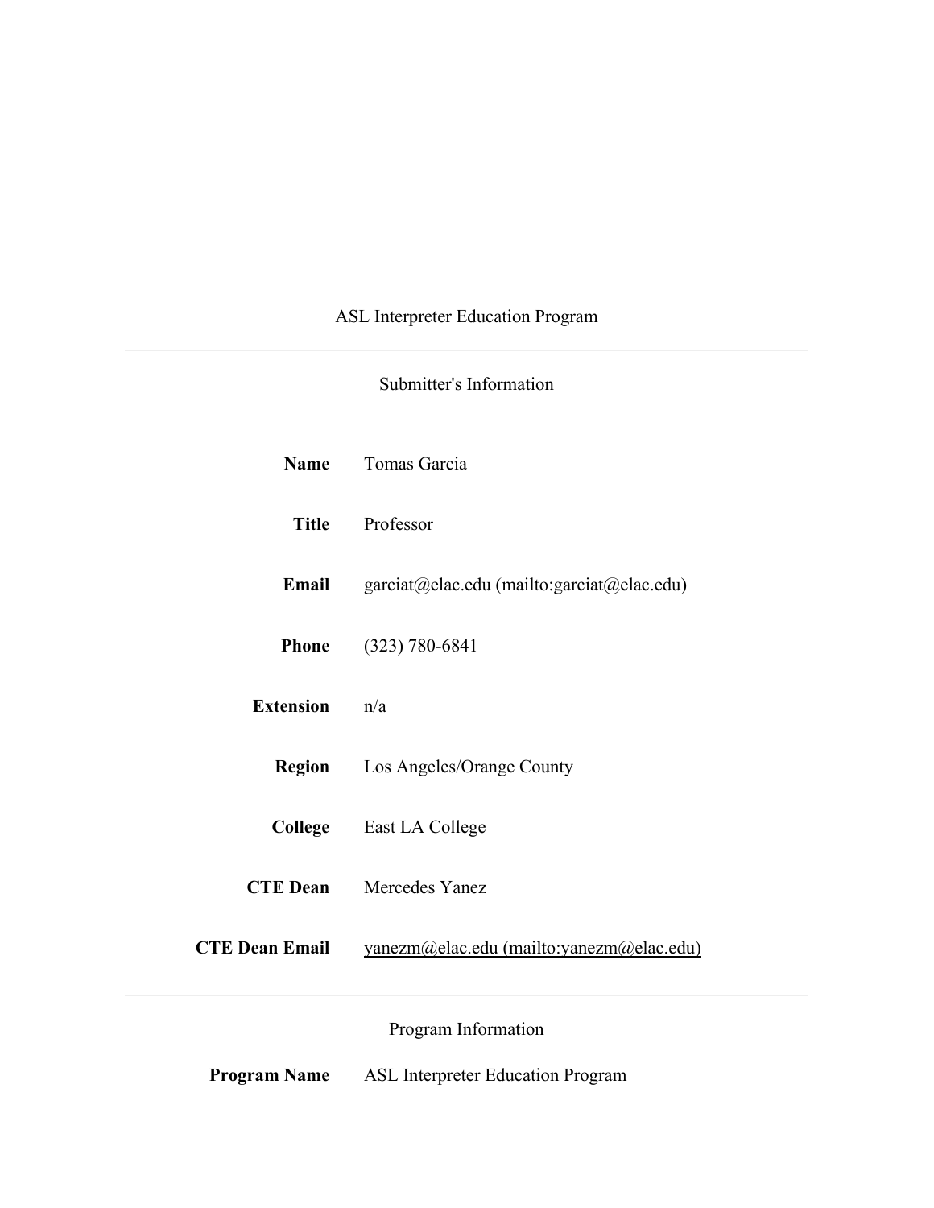# ASL Interpreter Education Program

## Submitter's Information

| | |
|---|---|
| **Name** | Tomas Garcia |
| **Title** | Professor |
| **Email** | garciat@elac.edu (mailto:garciat@elac.edu) |
| **Phone** | (323) 780-6841 |
| **Extension** | n/a |
| **Region** | Los Angeles/Orange County |
| **College** | East LA College |
| **CTE Dean** | Mercedes Yanez |
| **CTE Dean Email** | yanezm@elac.edu (mailto:yanezm@elac.edu) |

## Program Information

| | |
|---|---|
| **Program Name** | ASL Interpreter Education Program |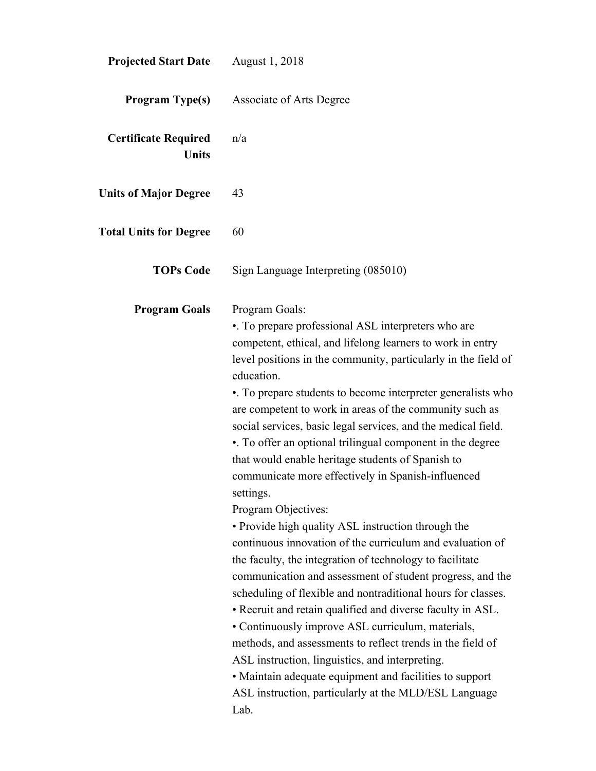**Projected Start Date** August 1, 2018

**Program Type(s)** Associate of Arts Degree

**Certificate Required Units** n/a

**Units of Major Degree** 43

**Total Units for Degree** 60

**TOPs Code** Sign Language Interpreting (085010)

**Program Goals**

Program Goals:

•. To prepare professional ASL interpreters who are competent, ethical, and lifelong learners to work in entry level positions in the community, particularly in the field of education.

•. To prepare students to become interpreter generalists who are competent to work in areas of the community such as social services, basic legal services, and the medical field.

•. To offer an optional trilingual component in the degree that would enable heritage students of Spanish to communicate more effectively in Spanish-influenced settings.

Program Objectives:

• Provide high quality ASL instruction through the continuous innovation of the curriculum and evaluation of the faculty, the integration of technology to facilitate communication and assessment of student progress, and the scheduling of flexible and nontraditional hours for classes.

• Recruit and retain qualified and diverse faculty in ASL.

• Continuously improve ASL curriculum, materials, methods, and assessments to reflect trends in the field of ASL instruction, linguistics, and interpreting.

• Maintain adequate equipment and facilities to support ASL instruction, particularly at the MLD/ESL Language Lab.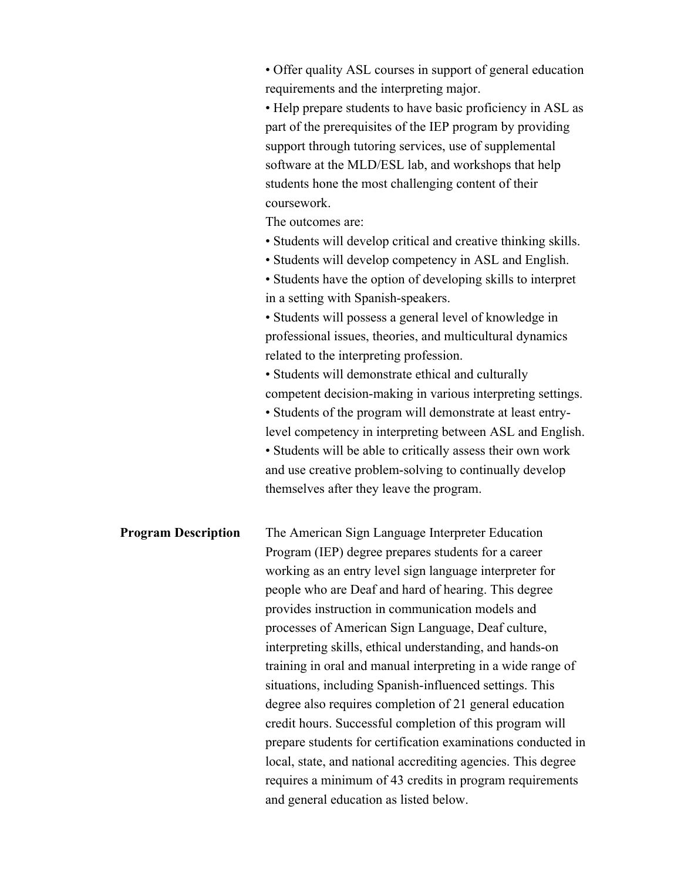- Offer quality ASL courses in support of general education requirements and the interpreting major.
- Help prepare students to have basic proficiency in ASL as part of the prerequisites of the IEP program by providing support through tutoring services, use of supplemental software at the MLD/ESL lab, and workshops that help students hone the most challenging content of their coursework.

The outcomes are:

- Students will develop critical and creative thinking skills.
- Students will develop competency in ASL and English.
- Students have the option of developing skills to interpret in a setting with Spanish-speakers.
- Students will possess a general level of knowledge in professional issues, theories, and multicultural dynamics related to the interpreting profession.
- Students will demonstrate ethical and culturally competent decision-making in various interpreting settings.
- Students of the program will demonstrate at least entry-level competency in interpreting between ASL and English.
- Students will be able to critically assess their own work and use creative problem-solving to continually develop themselves after they leave the program.

**Program Description**

The American Sign Language Interpreter Education Program (IEP) degree prepares students for a career working as an entry level sign language interpreter for people who are Deaf and hard of hearing. This degree provides instruction in communication models and processes of American Sign Language, Deaf culture, interpreting skills, ethical understanding, and hands-on training in oral and manual interpreting in a wide range of situations, including Spanish-influenced settings. This degree also requires completion of 21 general education credit hours. Successful completion of this program will prepare students for certification examinations conducted in local, state, and national accrediting agencies. This degree requires a minimum of 43 credits in program requirements and general education as listed below.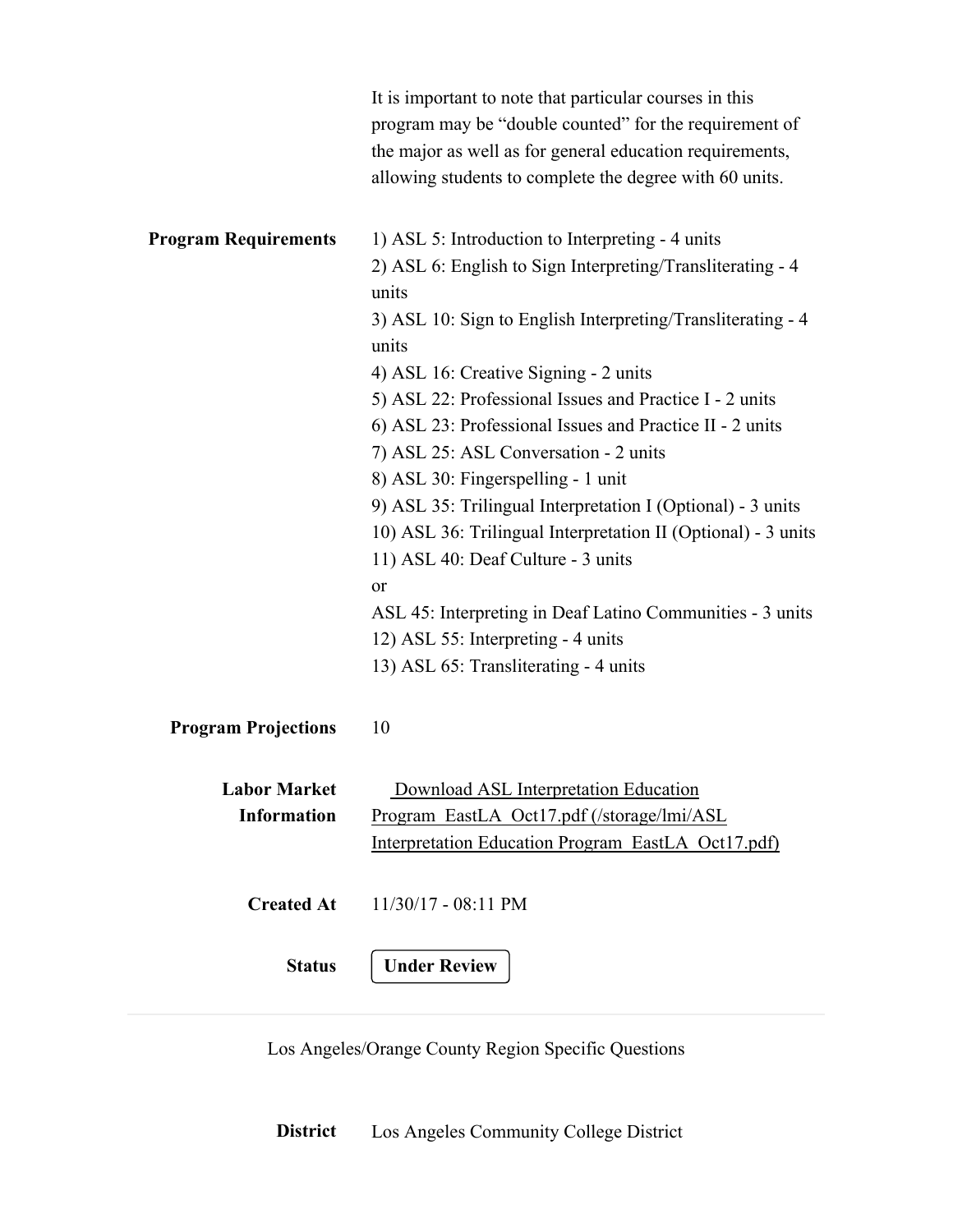It is important to note that particular courses in this program may be “double counted” for the requirement of the major as well as for general education requirements, allowing students to complete the degree with 60 units.

**Program Requirements**

1) ASL 5: Introduction to Interpreting - 4 units
2) ASL 6: English to Sign Interpreting/Transliterating - 4 units
3) ASL 10: Sign to English Interpreting/Transliterating - 4 units
4) ASL 16: Creative Signing - 2 units
5) ASL 22: Professional Issues and Practice I - 2 units
6) ASL 23: Professional Issues and Practice II - 2 units
7) ASL 25: ASL Conversation - 2 units
8) ASL 30: Fingerspelling - 1 unit
9) ASL 35: Trilingual Interpretation I (Optional) - 3 units
10) ASL 36: Trilingual Interpretation II (Optional) - 3 units
11) ASL 40: Deaf Culture - 3 units
or
ASL 45: Interpreting in Deaf Latino Communities - 3 units
12) ASL 55: Interpreting - 4 units
13) ASL 65: Transliterating - 4 units

**Program Projections** 10

**Labor Market Information** [Download ASL Interpretation Education Program_EastLA_Oct17.pdf (/storage/lmi/ASL Interpretation Education Program_EastLA_Oct17.pdf)](/storage/lmi/ASL Interpretation Education Program_EastLA_Oct17.pdf)

**Created At** 11/30/17 - 08:11 PM

**Status** **Under Review**

---

Los Angeles/Orange County Region Specific Questions

**District** Los Angeles Community College District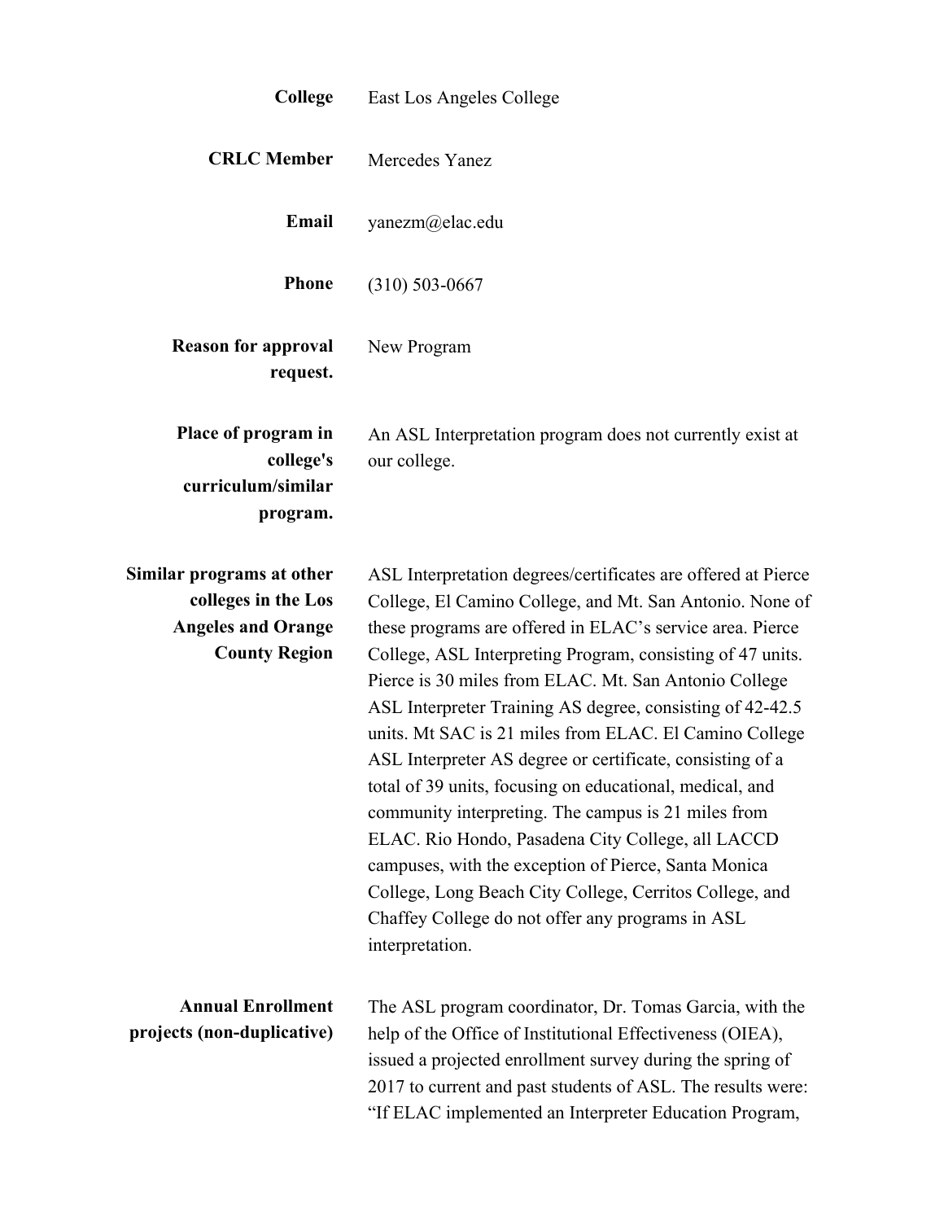| | |
|---|---|
| **College** | East Los Angeles College |
| **CRLC Member** | Mercedes Yanez |
| **Email** | yanezm@elac.edu |
| **Phone** | (310) 503-0667 |
| **Reason for approval request.** | New Program |
| **Place of program in college's curriculum/similar program.** | An ASL Interpretation program does not currently exist at our college. |
| **Similar programs at other colleges in the Los Angeles and Orange County Region** | ASL Interpretation degrees/certificates are offered at Pierce College, El Camino College, and Mt. San Antonio. None of these programs are offered in ELAC's service area. Pierce College, ASL Interpreting Program, consisting of 47 units. Pierce is 30 miles from ELAC. Mt. San Antonio College ASL Interpreter Training AS degree, consisting of 42-42.5 units. Mt SAC is 21 miles from ELAC. El Camino College ASL Interpreter AS degree or certificate, consisting of a total of 39 units, focusing on educational, medical, and community interpreting. The campus is 21 miles from ELAC. Rio Hondo, Pasadena City College, all LACCD campuses, with the exception of Pierce, Santa Monica College, Long Beach City College, Cerritos College, and Chaffey College do not offer any programs in ASL interpretation. |
| **Annual Enrollment projects (non-duplicative)** | The ASL program coordinator, Dr. Tomas Garcia, with the help of the Office of Institutional Effectiveness (OIEA), issued a projected enrollment survey during the spring of 2017 to current and past students of ASL. The results were: "If ELAC implemented an Interpreter Education Program, |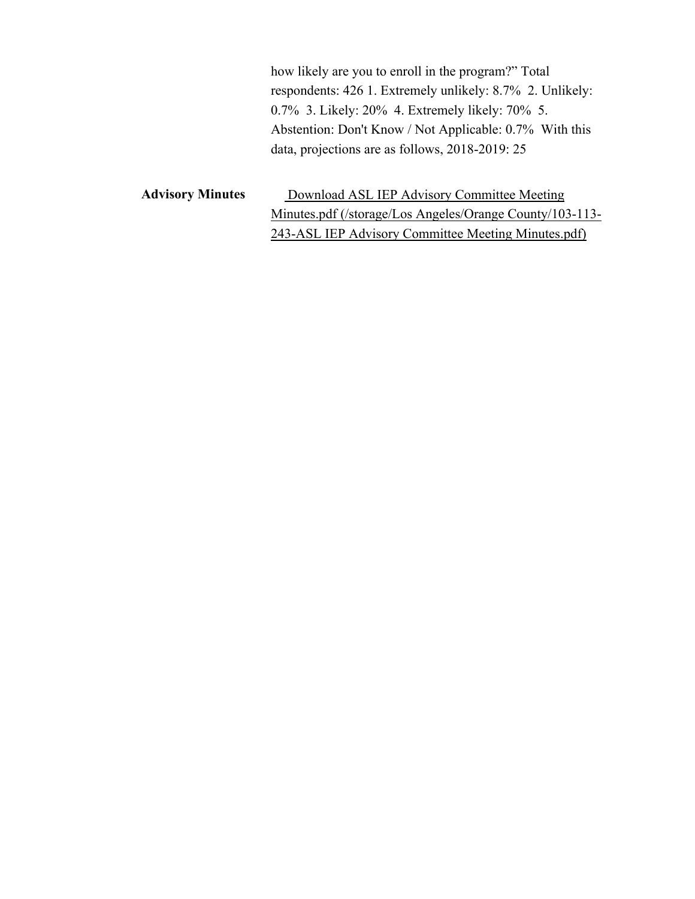| | |
|---|---|
| | how likely are you to enroll in the program?" Total respondents: 426 1. Extremely unlikely: 8.7%  2. Unlikely: 0.7%  3. Likely: 20%  4. Extremely likely: 70%  5. Abstention: Don't Know / Not Applicable: 0.7%  With this data, projections are as follows, 2018-2019: 25 |
| **Advisory Minutes** | Download ASL IEP Advisory Committee Meeting Minutes.pdf (/storage/Los Angeles/Orange County/103-113-243-ASL IEP Advisory Committee Meeting Minutes.pdf) |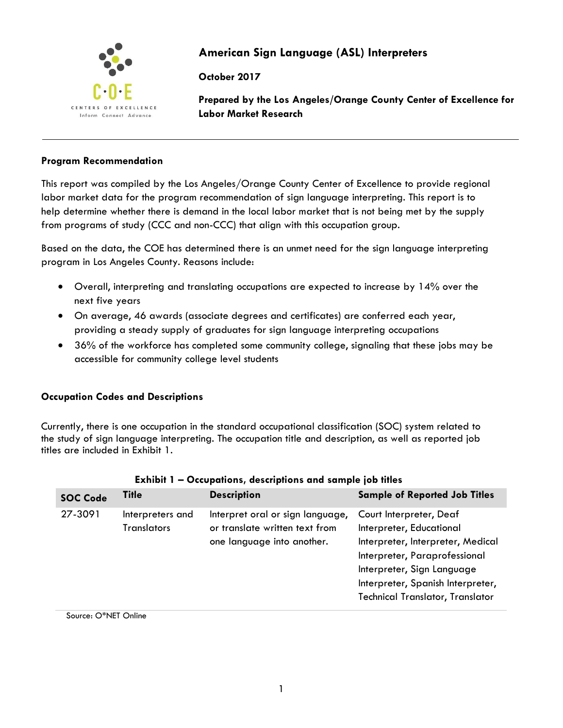# American Sign Language (ASL) Interpreters

**October 2017**

**Prepared by the Los Angeles/Orange County Center of Excellence for Labor Market Research**

---

## Program Recommendation

This report was compiled by the Los Angeles/Orange County Center of Excellence to provide regional labor market data for the program recommendation of sign language interpreting. This report is to help determine whether there is demand in the local labor market that is not being met by the supply from programs of study (CCC and non-CCC) that align with this occupation group.

Based on the data, the COE has determined there is an unmet need for the sign language interpreting program in Los Angeles County. Reasons include:

- Overall, interpreting and translating occupations are expected to increase by 14% over the next five years
- On average, 46 awards (associate degrees and certificates) are conferred each year, providing a steady supply of graduates for sign language interpreting occupations
- 36% of the workforce has completed some community college, signaling that these jobs may be accessible for community college level students

## Occupation Codes and Descriptions

Currently, there is one occupation in the standard occupational classification (SOC) system related to the study of sign language interpreting. The occupation title and description, as well as reported job titles are included in Exhibit 1.

**Exhibit 1 – Occupations, descriptions and sample job titles**

| SOC Code | Title | Description | Sample of Reported Job Titles |
|---|---|---|---|
| 27-3091 | Interpreters and Translators | Interpret oral or sign language, or translate written text from one language into another. | Court Interpreter, Deaf Interpreter, Educational Interpreter, Interpreter, Medical Interpreter, Paraprofessional Interpreter, Sign Language Interpreter, Spanish Interpreter, Technical Translator, Translator |

Source: O*NET Online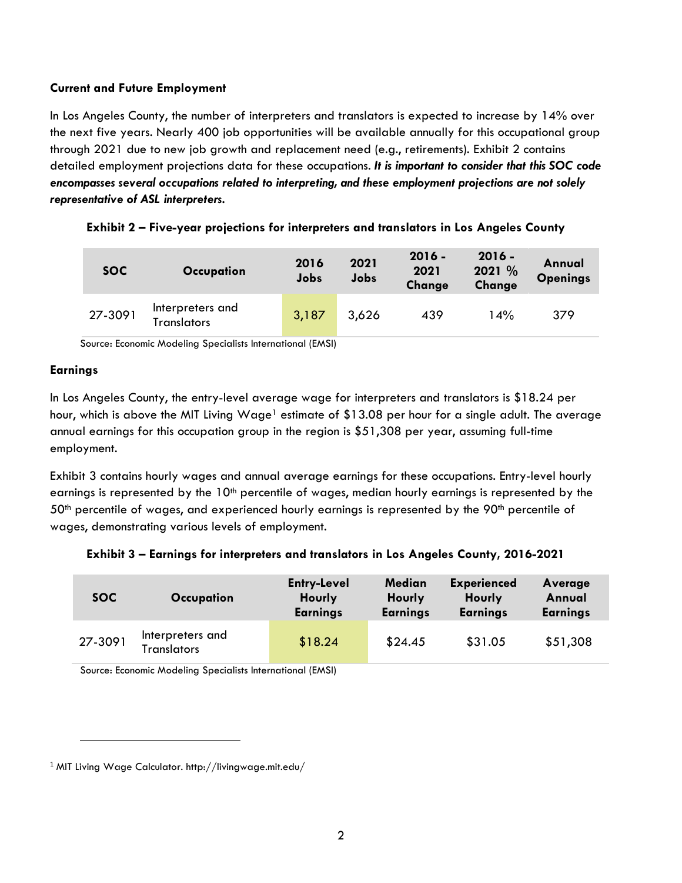### Current and Future Employment

In Los Angeles County, the number of interpreters and translators is expected to increase by 14% over the next five years. Nearly 400 job opportunities will be available annually for this occupational group through 2021 due to new job growth and replacement need (e.g., retirements). Exhibit 2 contains detailed employment projections data for these occupations. ***It is important to consider that this SOC code encompasses several occupations related to interpreting, and these employment projections are not solely representative of ASL interpreters.***

**Exhibit 2 – Five-year projections for interpreters and translators in Los Angeles County**

| SOC | Occupation | 2016 Jobs | 2021 Jobs | 2016 - 2021 Change | 2016 - 2021 % Change | Annual Openings |
|---|---|---|---|---|---|---|
| 27-3091 | Interpreters and Translators | 3,187 | 3,626 | 439 | 14% | 379 |

Source: Economic Modeling Specialists International (EMSI)

### Earnings

In Los Angeles County, the entry-level average wage for interpreters and translators is $18.24 per hour, which is above the MIT Living Wage[1] estimate of $13.08 per hour for a single adult. The average annual earnings for this occupation group in the region is $51,308 per year, assuming full-time employment.

Exhibit 3 contains hourly wages and annual average earnings for these occupations. Entry-level hourly earnings is represented by the 10th percentile of wages, median hourly earnings is represented by the 50th percentile of wages, and experienced hourly earnings is represented by the 90th percentile of wages, demonstrating various levels of employment.

**Exhibit 3 – Earnings for interpreters and translators in Los Angeles County, 2016-2021**

| SOC | Occupation | Entry-Level Hourly Earnings | Median Hourly Earnings | Experienced Hourly Earnings | Average Annual Earnings |
|---|---|---|---|---|---|
| 27-3091 | Interpreters and Translators | $18.24 | $24.45 | $31.05 | $51,308 |

Source: Economic Modeling Specialists International (EMSI)

[1] MIT Living Wage Calculator. http://livingwage.mit.edu/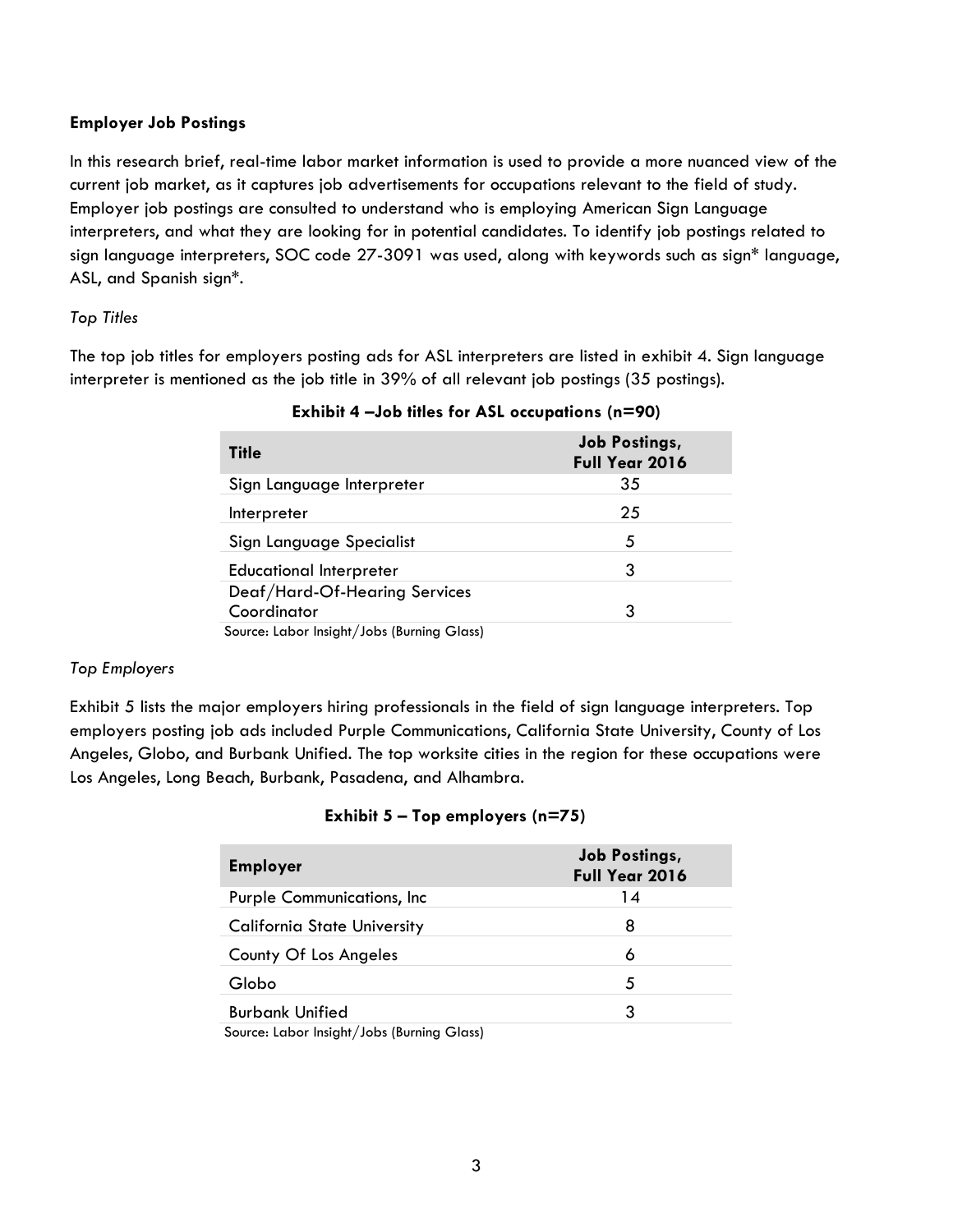### Employer Job Postings

In this research brief, real-time labor market information is used to provide a more nuanced view of the current job market, as it captures job advertisements for occupations relevant to the field of study. Employer job postings are consulted to understand who is employing American Sign Language interpreters, and what they are looking for in potential candidates. To identify job postings related to sign language interpreters, SOC code 27-3091 was used, along with keywords such as sign* language, ASL, and Spanish sign*.

*Top Titles*

The top job titles for employers posting ads for ASL interpreters are listed in exhibit 4. Sign language interpreter is mentioned as the job title in 39% of all relevant job postings (35 postings).

**Exhibit 4 –Job titles for ASL occupations (n=90)**

| Title | Job Postings, Full Year 2016 |
|---|---|
| Sign Language Interpreter | 35 |
| Interpreter | 25 |
| Sign Language Specialist | 5 |
| Educational Interpreter | 3 |
| Deaf/Hard-Of-Hearing Services Coordinator | 3 |

Source: Labor Insight/Jobs (Burning Glass)

*Top Employers*

Exhibit 5 lists the major employers hiring professionals in the field of sign language interpreters. Top employers posting job ads included Purple Communications, California State University, County of Los Angeles, Globo, and Burbank Unified. The top worksite cities in the region for these occupations were Los Angeles, Long Beach, Burbank, Pasadena, and Alhambra.

**Exhibit 5 – Top employers (n=75)**

| Employer | Job Postings, Full Year 2016 |
|---|---|
| Purple Communications, Inc | 14 |
| California State University | 8 |
| County Of Los Angeles | 6 |
| Globo | 5 |
| Burbank Unified | 3 |

Source: Labor Insight/Jobs (Burning Glass)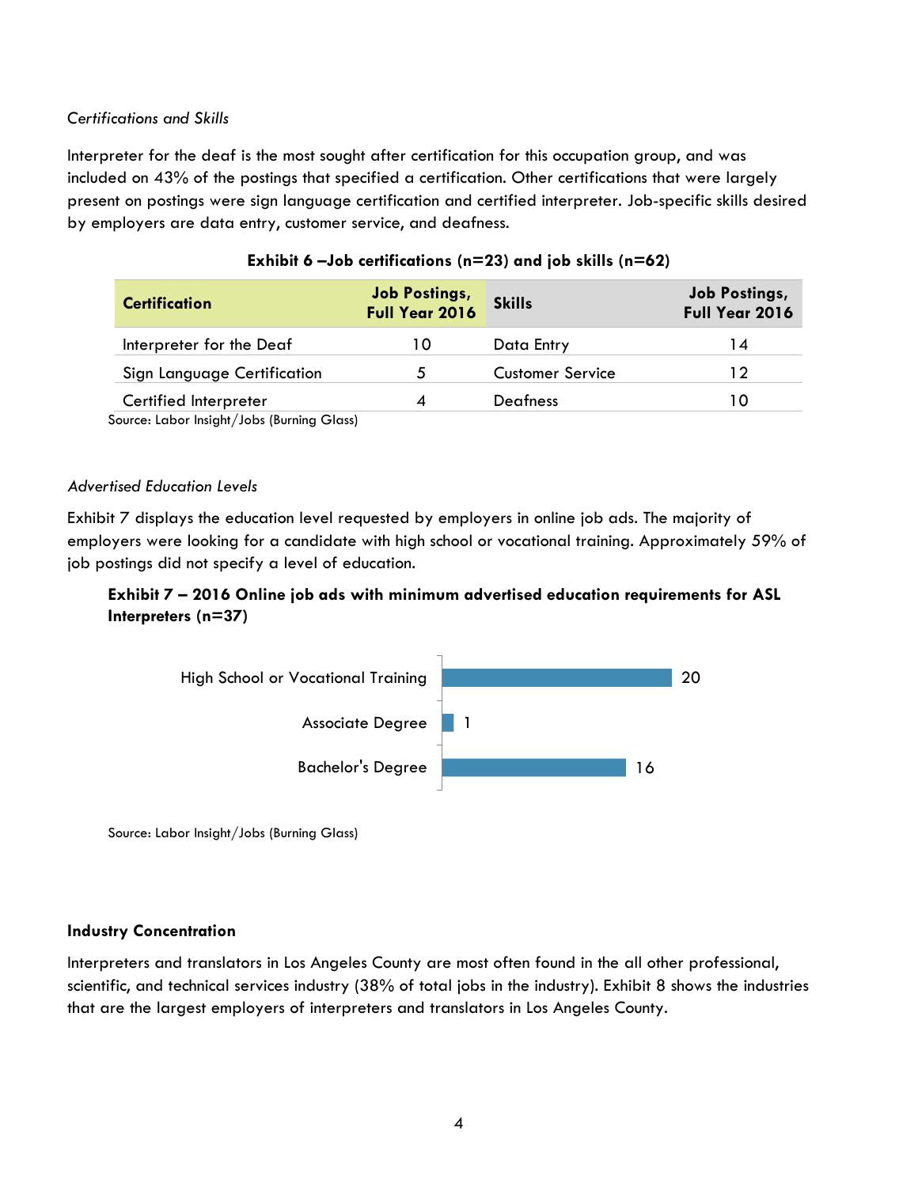*Certifications and Skills*

Interpreter for the deaf is the most sought after certification for this occupation group, and was included on 43% of the postings that specified a certification. Other certifications that were largely present on postings were sign language certification and certified interpreter. Job-specific skills desired by employers are data entry, customer service, and deafness.

**Exhibit 6 –Job certifications (n=23) and job skills (n=62)**

| Certification | Job Postings, Full Year 2016 | Skills | Job Postings, Full Year 2016 |
|---|---|---|---|
| Interpreter for the Deaf | 10 | Data Entry | 14 |
| Sign Language Certification | 5 | Customer Service | 12 |
| Certified Interpreter | 4 | Deafness | 10 |

Source: Labor Insight/Jobs (Burning Glass)

*Advertised Education Levels*

Exhibit 7 displays the education level requested by employers in online job ads. The majority of employers were looking for a candidate with high school or vocational training. Approximately 59% of job postings did not specify a level of education.

**Exhibit 7 – 2016 Online job ads with minimum advertised education requirements for ASL Interpreters (n=37)**

| Education Level | Job Postings |
|---|---|
| High School or Vocational Training | 20 |
| Associate Degree | 1 |
| Bachelor's Degree | 16 |

Source: Labor Insight/Jobs (Burning Glass)

**Industry Concentration**

Interpreters and translators in Los Angeles County are most often found in the all other professional, scientific, and technical services industry (38% of total jobs in the industry). Exhibit 8 shows the industries that are the largest employers of interpreters and translators in Los Angeles County.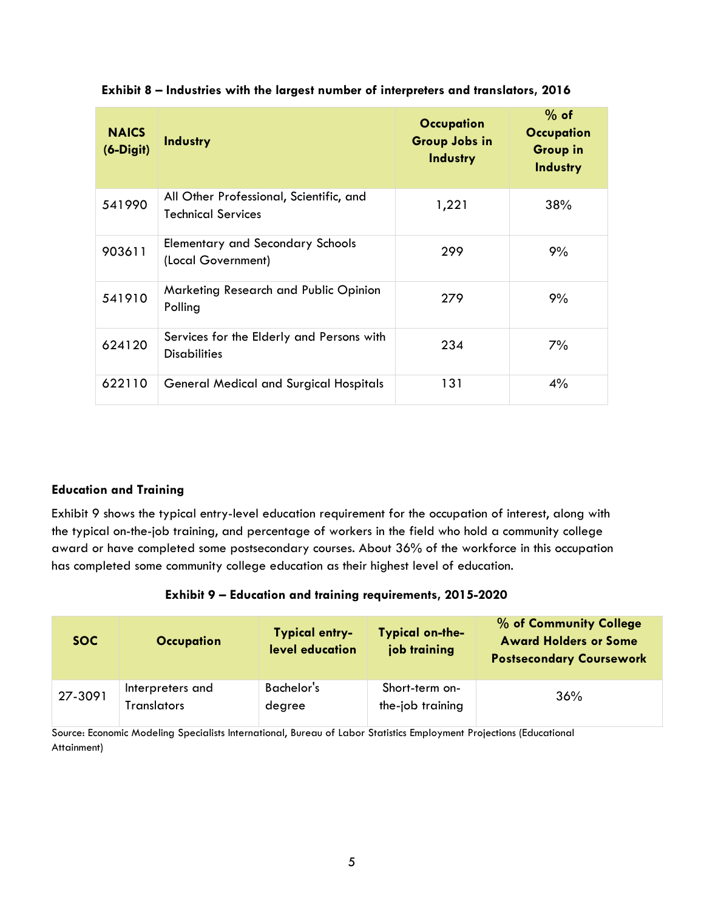**Exhibit 8 – Industries with the largest number of interpreters and translators, 2016**

| NAICS (6-Digit) | Industry | Occupation Group Jobs in Industry | % of Occupation Group in Industry |
|---|---|---|---|
| 541990 | All Other Professional, Scientific, and Technical Services | 1,221 | 38% |
| 903611 | Elementary and Secondary Schools (Local Government) | 299 | 9% |
| 541910 | Marketing Research and Public Opinion Polling | 279 | 9% |
| 624120 | Services for the Elderly and Persons with Disabilities | 234 | 7% |
| 622110 | General Medical and Surgical Hospitals | 131 | 4% |

## Education and Training

Exhibit 9 shows the typical entry-level education requirement for the occupation of interest, along with the typical on-the-job training, and percentage of workers in the field who hold a community college award or have completed some postsecondary courses. About 36% of the workforce in this occupation has completed some community college education as their highest level of education.

**Exhibit 9 – Education and training requirements, 2015-2020**

| SOC | Occupation | Typical entry-level education | Typical on-the-job training | % of Community College Award Holders or Some Postsecondary Coursework |
|---|---|---|---|---|
| 27-3091 | Interpreters and Translators | Bachelor's degree | Short-term on-the-job training | 36% |

Source: Economic Modeling Specialists International, Bureau of Labor Statistics Employment Projections (Educational Attainment)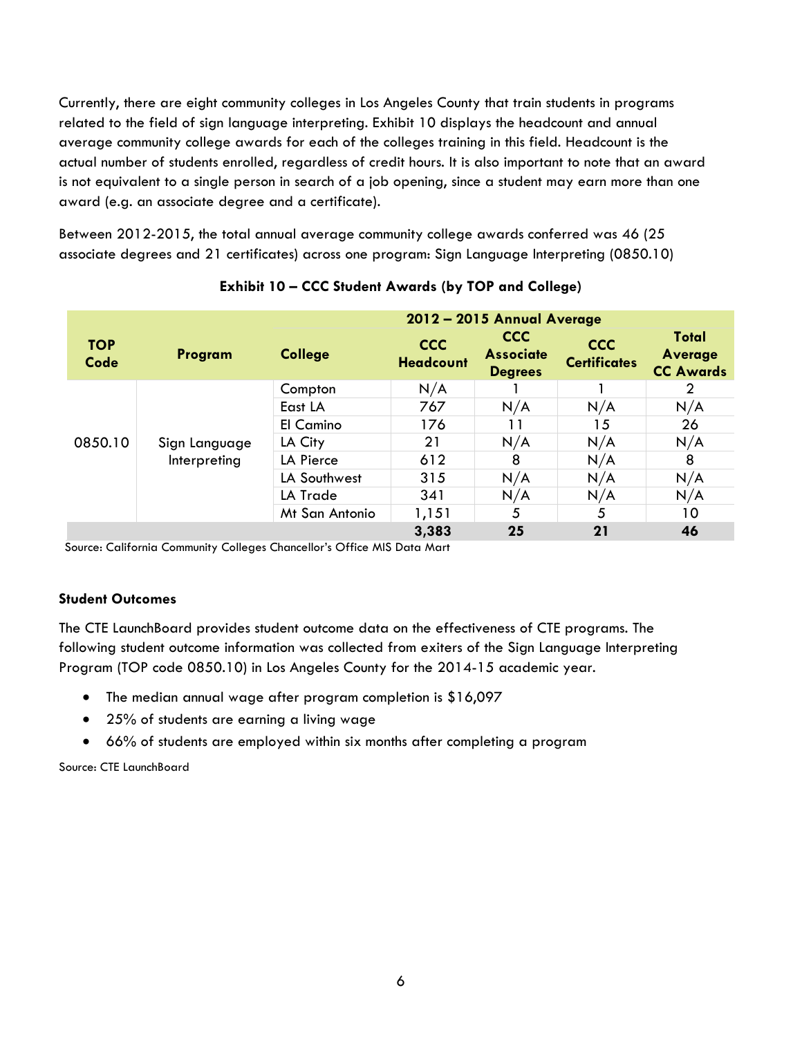Currently, there are eight community colleges in Los Angeles County that train students in programs related to the field of sign language interpreting. Exhibit 10 displays the headcount and annual average community college awards for each of the colleges training in this field. Headcount is the actual number of students enrolled, regardless of credit hours. It is also important to note that an award is not equivalent to a single person in search of a job opening, since a student may earn more than one award (e.g. an associate degree and a certificate).

Between 2012-2015, the total annual average community college awards conferred was 46 (25 associate degrees and 21 certificates) across one program: Sign Language Interpreting (0850.10)

**Exhibit 10 – CCC Student Awards (by TOP and College)**

| TOP Code | Program | College | 2012 – 2015 Annual Average | | | |
|---|---|---|---|---|---|---|
| | | | CCC Headcount | CCC Associate Degrees | CCC Certificates | Total Average CC Awards |
| 0850.10 | Sign Language Interpreting | Compton | N/A | 1 | 1 | 2 |
| | | East LA | 767 | N/A | N/A | N/A |
| | | El Camino | 176 | 11 | 15 | 26 |
| | | LA City | 21 | N/A | N/A | N/A |
| | | LA Pierce | 612 | 8 | N/A | 8 |
| | | LA Southwest | 315 | N/A | N/A | N/A |
| | | LA Trade | 341 | N/A | N/A | N/A |
| | | Mt San Antonio | 1,151 | 5 | 5 | 10 |
| | | | **3,383** | **25** | **21** | **46** |

Source: California Community Colleges Chancellor's Office MIS Data Mart

**Student Outcomes**

The CTE LaunchBoard provides student outcome data on the effectiveness of CTE programs. The following student outcome information was collected from exiters of the Sign Language Interpreting Program (TOP code 0850.10) in Los Angeles County for the 2014-15 academic year.

- The median annual wage after program completion is $16,097
- 25% of students are earning a living wage
- 66% of students are employed within six months after completing a program

Source: CTE LaunchBoard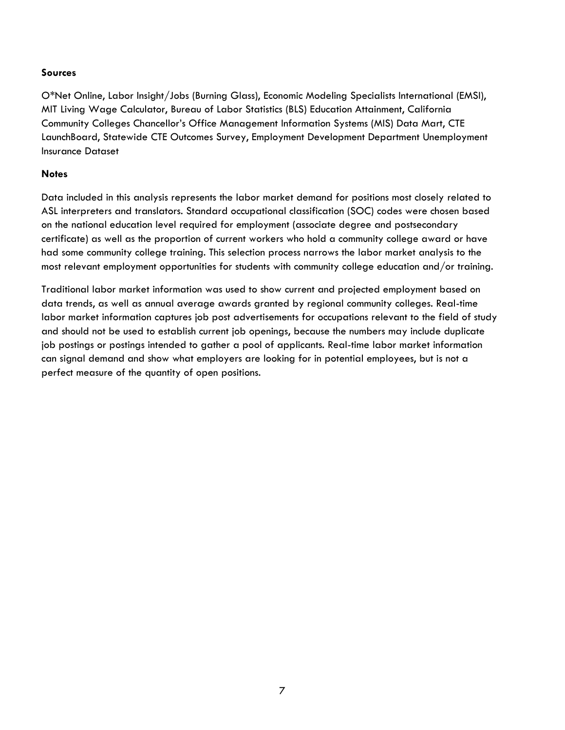**Sources**

O*Net Online, Labor Insight/Jobs (Burning Glass), Economic Modeling Specialists International (EMSI), MIT Living Wage Calculator, Bureau of Labor Statistics (BLS) Education Attainment, California Community Colleges Chancellor's Office Management Information Systems (MIS) Data Mart, CTE LaunchBoard, Statewide CTE Outcomes Survey, Employment Development Department Unemployment Insurance Dataset

**Notes**

Data included in this analysis represents the labor market demand for positions most closely related to ASL interpreters and translators. Standard occupational classification (SOC) codes were chosen based on the national education level required for employment (associate degree and postsecondary certificate) as well as the proportion of current workers who hold a community college award or have had some community college training. This selection process narrows the labor market analysis to the most relevant employment opportunities for students with community college education and/or training.

Traditional labor market information was used to show current and projected employment based on data trends, as well as annual average awards granted by regional community colleges. Real-time labor market information captures job post advertisements for occupations relevant to the field of study and should not be used to establish current job openings, because the numbers may include duplicate job postings or postings intended to gather a pool of applicants. Real-time labor market information can signal demand and show what employers are looking for in potential employees, but is not a perfect measure of the quantity of open positions.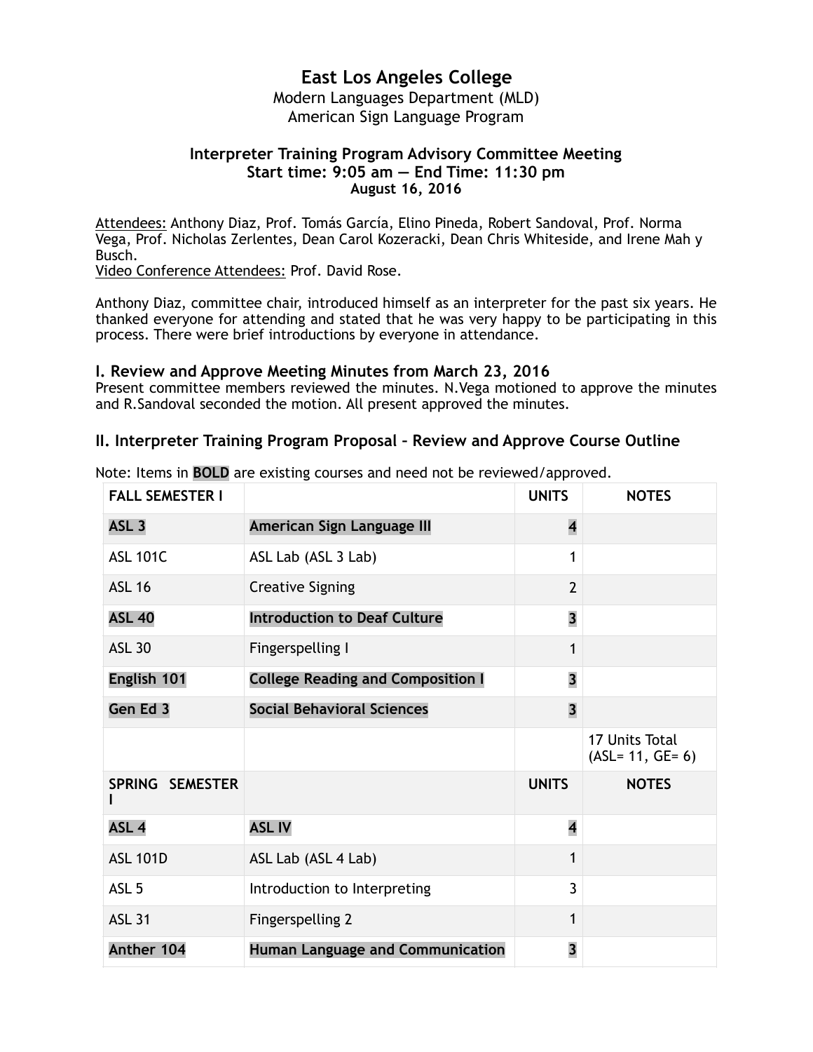# East Los Angeles College

Modern Languages Department (MLD)
American Sign Language Program

### Interpreter Training Program Advisory Committee Meeting
### Start time: 9:05 am — End Time: 11:30 pm
**August 16, 2016**

Attendees: Anthony Diaz, Prof. Tomás García, Elino Pineda, Robert Sandoval, Prof. Norma Vega, Prof. Nicholas Zerlentes, Dean Carol Kozeracki, Dean Chris Whiteside, and Irene Mah y Busch.
Video Conference Attendees: Prof. David Rose.

Anthony Diaz, committee chair, introduced himself as an interpreter for the past six years. He thanked everyone for attending and stated that he was very happy to be participating in this process. There were brief introductions by everyone in attendance.

## I. Review and Approve Meeting Minutes from March 23, 2016

Present committee members reviewed the minutes. N.Vega motioned to approve the minutes and R.Sandoval seconded the motion. All present approved the minutes.

## II. Interpreter Training Program Proposal – Review and Approve Course Outline

Note: Items in **BOLD** are existing courses and need not be reviewed/approved.

| FALL SEMESTER I | | UNITS | NOTES |
|---|---|---|---|
| **ASL 3** | **American Sign Language III** | **4** | |
| ASL 101C | ASL Lab (ASL 3 Lab) | 1 | |
| ASL 16 | Creative Signing | 2 | |
| **ASL 40** | **Introduction to Deaf Culture** | **3** | |
| ASL 30 | Fingerspelling I | 1 | |
| **English 101** | **College Reading and Composition I** | **3** | |
| **Gen Ed 3** | **Social Behavioral Sciences** | **3** | |
| | | | 17 Units Total (ASL= 11, GE= 6) |
| **SPRING SEMESTER I** | | **UNITS** | **NOTES** |
| **ASL 4** | **ASL IV** | **4** | |
| ASL 101D | ASL Lab (ASL 4 Lab) | 1 | |
| ASL 5 | Introduction to Interpreting | 3 | |
| ASL 31 | Fingerspelling 2 | 1 | |
| **Anther 104** | **Human Language and Communication** | **3** | |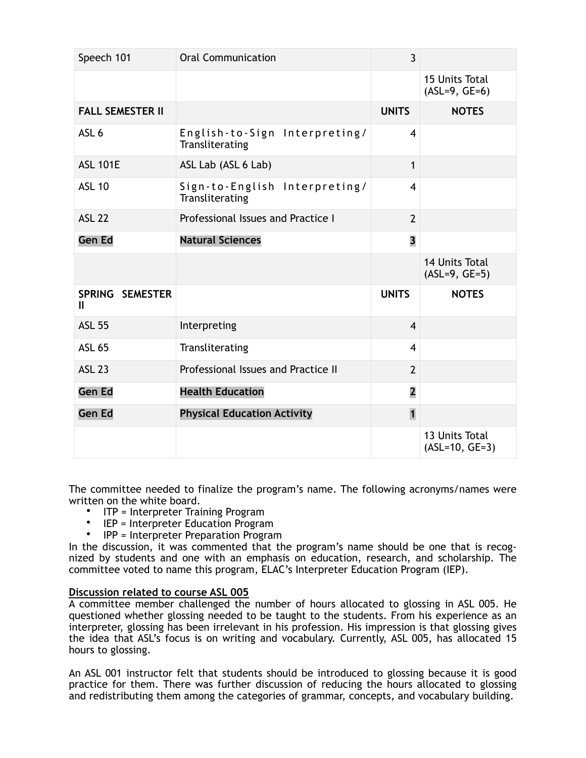| Speech 101 | Oral Communication | 3 | |
|---|---|---|---|
| | | | 15 Units Total (ASL=9, GE=6) |
| **FALL SEMESTER II** | | **UNITS** | **NOTES** |
| ASL 6 | English-to-Sign Interpreting/ Transliterating | 4 | |
| ASL 101E | ASL Lab (ASL 6 Lab) | 1 | |
| ASL 10 | Sign-to-English Interpreting/ Transliterating | 4 | |
| ASL 22 | Professional Issues and Practice I | 2 | |
| **Gen Ed** | **Natural Sciences** | **3** | |
| | | | 14 Units Total (ASL=9, GE=5) |
| **SPRING SEMESTER II** | | **UNITS** | **NOTES** |
| ASL 55 | Interpreting | 4 | |
| ASL 65 | Transliterating | 4 | |
| ASL 23 | Professional Issues and Practice II | 2 | |
| **Gen Ed** | **Health Education** | **2** | |
| **Gen Ed** | **Physical Education Activity** | **1** | |
| | | | 13 Units Total (ASL=10, GE=3) |

The committee needed to finalize the program's name. The following acronyms/names were written on the white board.

- ITP = Interpreter Training Program
- IEP = Interpreter Education Program
- IPP = Interpreter Preparation Program

In the discussion, it was commented that the program's name should be one that is recognized by students and one with an emphasis on education, research, and scholarship. The committee voted to name this program, ELAC's Interpreter Education Program (IEP).

**Discussion related to course ASL 005**

A committee member challenged the number of hours allocated to glossing in ASL 005. He questioned whether glossing needed to be taught to the students. From his experience as an interpreter, glossing has been irrelevant in his profession. His impression is that glossing gives the idea that ASL's focus is on writing and vocabulary. Currently, ASL 005, has allocated 15 hours to glossing.

An ASL 001 instructor felt that students should be introduced to glossing because it is good practice for them. There was further discussion of reducing the hours allocated to glossing and redistributing them among the categories of grammar, concepts, and vocabulary building.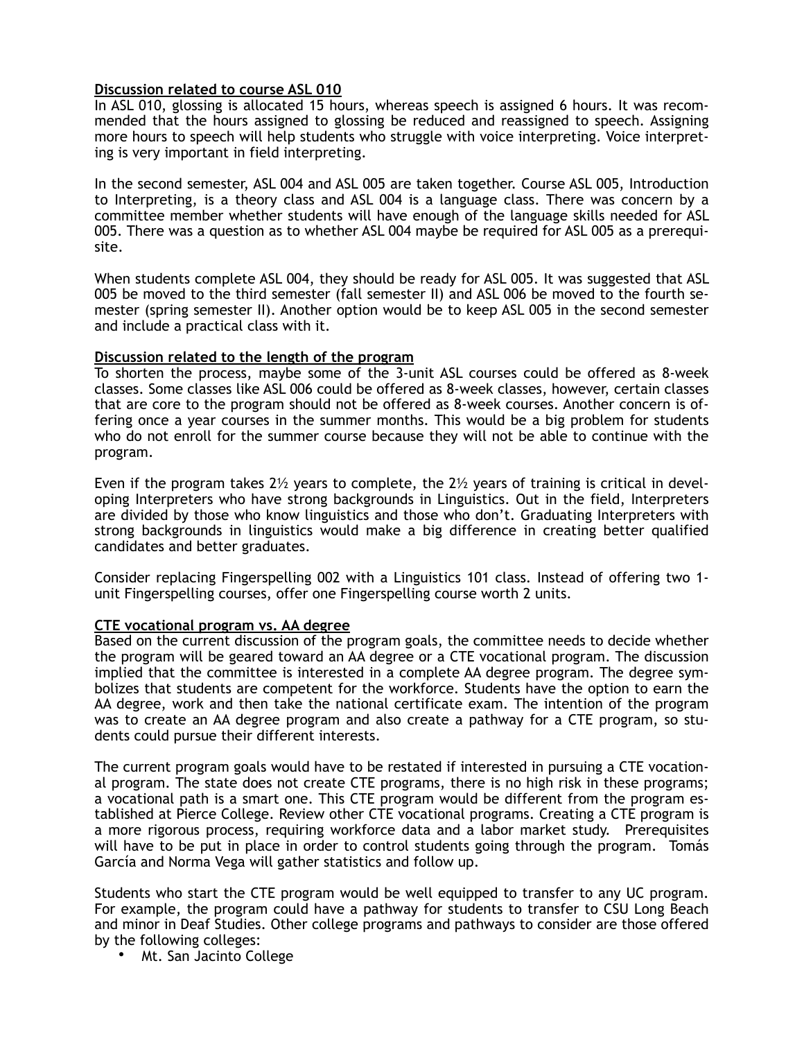**Discussion related to course ASL 010**

In ASL 010, glossing is allocated 15 hours, whereas speech is assigned 6 hours. It was recommended that the hours assigned to glossing be reduced and reassigned to speech. Assigning more hours to speech will help students who struggle with voice interpreting. Voice interpreting is very important in field interpreting.

In the second semester, ASL 004 and ASL 005 are taken together. Course ASL 005, Introduction to Interpreting, is a theory class and ASL 004 is a language class. There was concern by a committee member whether students will have enough of the language skills needed for ASL 005. There was a question as to whether ASL 004 maybe be required for ASL 005 as a prerequisite.

When students complete ASL 004, they should be ready for ASL 005. It was suggested that ASL 005 be moved to the third semester (fall semester II) and ASL 006 be moved to the fourth semester (spring semester II). Another option would be to keep ASL 005 in the second semester and include a practical class with it.

**Discussion related to the length of the program**

To shorten the process, maybe some of the 3-unit ASL courses could be offered as 8-week classes. Some classes like ASL 006 could be offered as 8-week classes, however, certain classes that are core to the program should not be offered as 8-week courses. Another concern is offering once a year courses in the summer months. This would be a big problem for students who do not enroll for the summer course because they will not be able to continue with the program.

Even if the program takes 2½ years to complete, the 2½ years of training is critical in developing Interpreters who have strong backgrounds in Linguistics. Out in the field, Interpreters are divided by those who know linguistics and those who don't. Graduating Interpreters with strong backgrounds in linguistics would make a big difference in creating better qualified candidates and better graduates.

Consider replacing Fingerspelling 002 with a Linguistics 101 class. Instead of offering two 1-unit Fingerspelling courses, offer one Fingerspelling course worth 2 units.

**CTE vocational program vs. AA degree**

Based on the current discussion of the program goals, the committee needs to decide whether the program will be geared toward an AA degree or a CTE vocational program. The discussion implied that the committee is interested in a complete AA degree program. The degree symbolizes that students are competent for the workforce. Students have the option to earn the AA degree, work and then take the national certificate exam. The intention of the program was to create an AA degree program and also create a pathway for a CTE program, so students could pursue their different interests.

The current program goals would have to be restated if interested in pursuing a CTE vocational program. The state does not create CTE programs, there is no high risk in these programs; a vocational path is a smart one. This CTE program would be different from the program established at Pierce College. Review other CTE vocational programs. Creating a CTE program is a more rigorous process, requiring workforce data and a labor market study. Prerequisites will have to be put in place in order to control students going through the program. Tomás García and Norma Vega will gather statistics and follow up.

Students who start the CTE program would be well equipped to transfer to any UC program. For example, the program could have a pathway for students to transfer to CSU Long Beach and minor in Deaf Studies. Other college programs and pathways to consider are those offered by the following colleges:

- Mt. San Jacinto College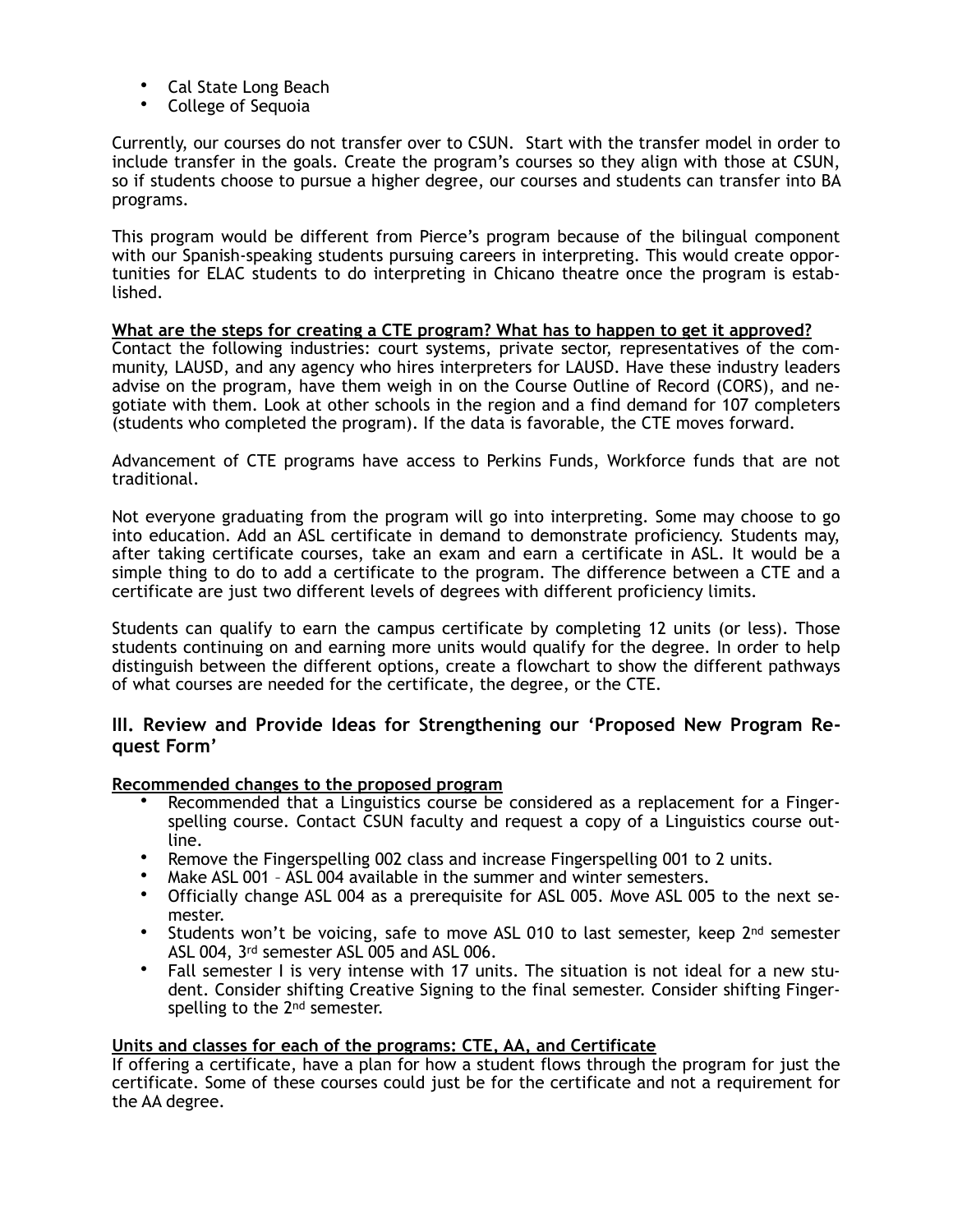- Cal State Long Beach
- College of Sequoia

Currently, our courses do not transfer over to CSUN. Start with the transfer model in order to include transfer in the goals. Create the program's courses so they align with those at CSUN, so if students choose to pursue a higher degree, our courses and students can transfer into BA programs.

This program would be different from Pierce's program because of the bilingual component with our Spanish-speaking students pursuing careers in interpreting. This would create opportunities for ELAC students to do interpreting in Chicano theatre once the program is established.

**What are the steps for creating a CTE program? What has to happen to get it approved?**
Contact the following industries: court systems, private sector, representatives of the community, LAUSD, and any agency who hires interpreters for LAUSD. Have these industry leaders advise on the program, have them weigh in on the Course Outline of Record (CORS), and negotiate with them. Look at other schools in the region and a find demand for 107 completers (students who completed the program). If the data is favorable, the CTE moves forward.

Advancement of CTE programs have access to Perkins Funds, Workforce funds that are not traditional.

Not everyone graduating from the program will go into interpreting. Some may choose to go into education. Add an ASL certificate in demand to demonstrate proficiency. Students may, after taking certificate courses, take an exam and earn a certificate in ASL. It would be a simple thing to do to add a certificate to the program. The difference between a CTE and a certificate are just two different levels of degrees with different proficiency limits.

Students can qualify to earn the campus certificate by completing 12 units (or less). Those students continuing on and earning more units would qualify for the degree. In order to help distinguish between the different options, create a flowchart to show the different pathways of what courses are needed for the certificate, the degree, or the CTE.

### III. Review and Provide Ideas for Strengthening our 'Proposed New Program Request Form'

**Recommended changes to the proposed program**

- Recommended that a Linguistics course be considered as a replacement for a Fingerspelling course. Contact CSUN faculty and request a copy of a Linguistics course outline.
- Remove the Fingerspelling 002 class and increase Fingerspelling 001 to 2 units.
- Make ASL 001 – ASL 004 available in the summer and winter semesters.
- Officially change ASL 004 as a prerequisite for ASL 005. Move ASL 005 to the next semester.
- Students won't be voicing, safe to move ASL 010 to last semester, keep 2nd semester ASL 004, 3rd semester ASL 005 and ASL 006.
- Fall semester I is very intense with 17 units. The situation is not ideal for a new student. Consider shifting Creative Signing to the final semester. Consider shifting Fingerspelling to the 2nd semester.

**Units and classes for each of the programs: CTE, AA, and Certificate**
If offering a certificate, have a plan for how a student flows through the program for just the certificate. Some of these courses could just be for the certificate and not a requirement for the AA degree.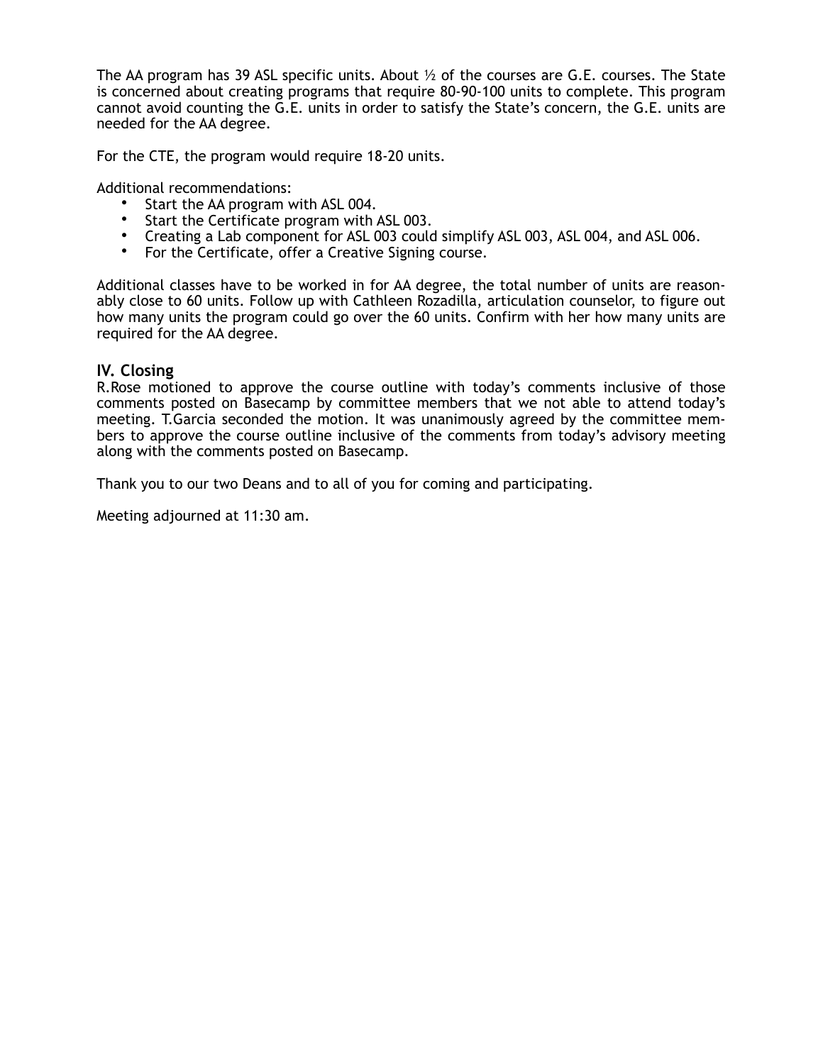The AA program has 39 ASL specific units. About ½ of the courses are G.E. courses. The State is concerned about creating programs that require 80-90-100 units to complete. This program cannot avoid counting the G.E. units in order to satisfy the State's concern, the G.E. units are needed for the AA degree.

For the CTE, the program would require 18-20 units.

Additional recommendations:

- Start the AA program with ASL 004.
- Start the Certificate program with ASL 003.
- Creating a Lab component for ASL 003 could simplify ASL 003, ASL 004, and ASL 006.
- For the Certificate, offer a Creative Signing course.

Additional classes have to be worked in for AA degree, the total number of units are reasonably close to 60 units. Follow up with Cathleen Rozadilla, articulation counselor, to figure out how many units the program could go over the 60 units. Confirm with her how many units are required for the AA degree.

### IV. Closing

R.Rose motioned to approve the course outline with today's comments inclusive of those comments posted on Basecamp by committee members that we not able to attend today's meeting. T.Garcia seconded the motion. It was unanimously agreed by the committee members to approve the course outline inclusive of the comments from today's advisory meeting along with the comments posted on Basecamp.

Thank you to our two Deans and to all of you for coming and participating.

Meeting adjourned at 11:30 am.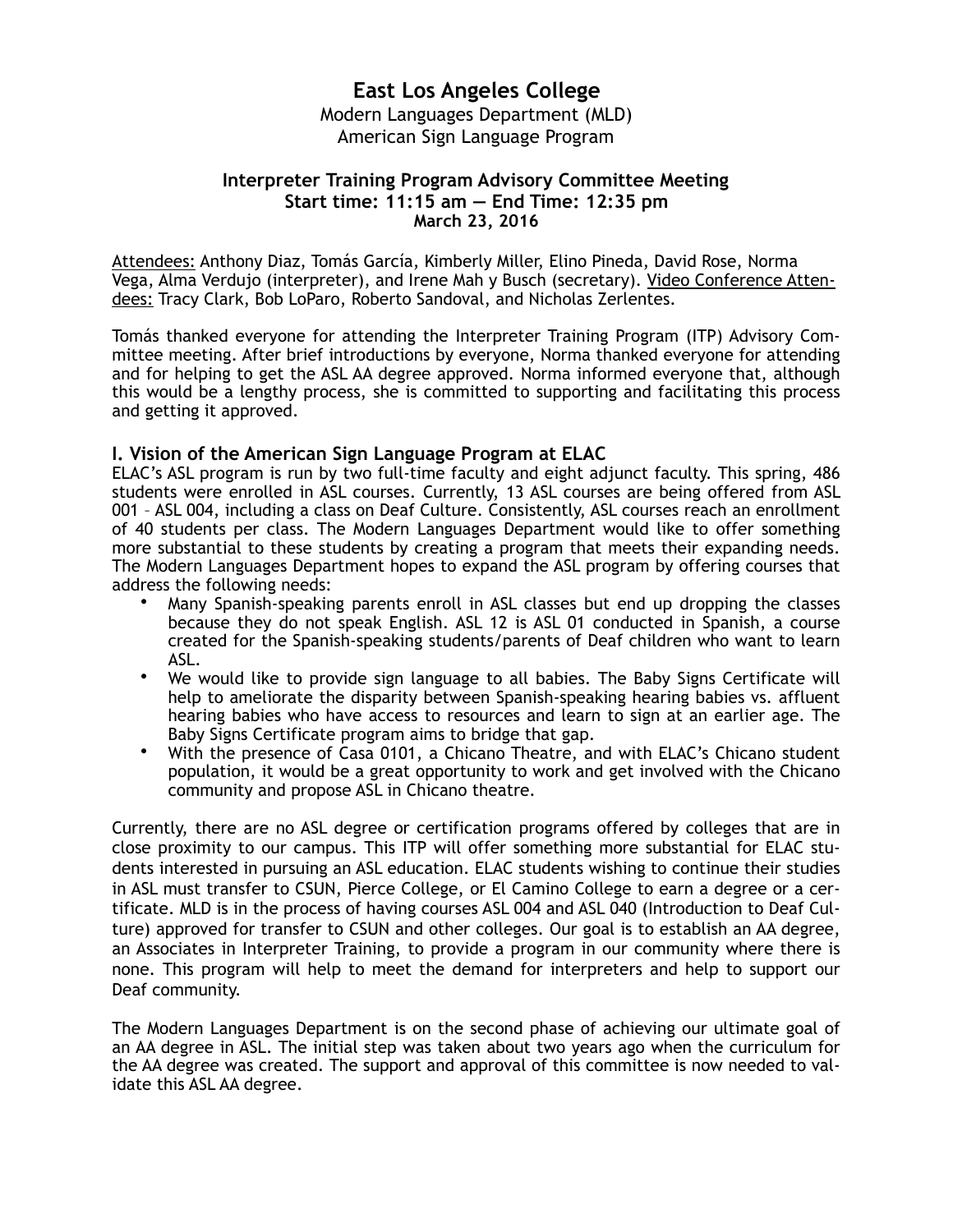# East Los Angeles College

Modern Languages Department (MLD)
American Sign Language Program

**Interpreter Training Program Advisory Committee Meeting**
**Start time: 11:15 am — End Time: 12:35 pm**
**March 23, 2016**

Attendees: Anthony Diaz, Tomás García, Kimberly Miller, Elino Pineda, David Rose, Norma Vega, Alma Verdujo (interpreter), and Irene Mah y Busch (secretary). Video Conference Attendees: Tracy Clark, Bob LoParo, Roberto Sandoval, and Nicholas Zerlentes.

Tomás thanked everyone for attending the Interpreter Training Program (ITP) Advisory Committee meeting. After brief introductions by everyone, Norma thanked everyone for attending and for helping to get the ASL AA degree approved. Norma informed everyone that, although this would be a lengthy process, she is committed to supporting and facilitating this process and getting it approved.

## I. Vision of the American Sign Language Program at ELAC

ELAC's ASL program is run by two full-time faculty and eight adjunct faculty. This spring, 486 students were enrolled in ASL courses. Currently, 13 ASL courses are being offered from ASL 001 – ASL 004, including a class on Deaf Culture. Consistently, ASL courses reach an enrollment of 40 students per class. The Modern Languages Department would like to offer something more substantial to these students by creating a program that meets their expanding needs. The Modern Languages Department hopes to expand the ASL program by offering courses that address the following needs:

- Many Spanish-speaking parents enroll in ASL classes but end up dropping the classes because they do not speak English. ASL 12 is ASL 01 conducted in Spanish, a course created for the Spanish-speaking students/parents of Deaf children who want to learn ASL.
- We would like to provide sign language to all babies. The Baby Signs Certificate will help to ameliorate the disparity between Spanish-speaking hearing babies vs. affluent hearing babies who have access to resources and learn to sign at an earlier age. The Baby Signs Certificate program aims to bridge that gap.
- With the presence of Casa 0101, a Chicano Theatre, and with ELAC's Chicano student population, it would be a great opportunity to work and get involved with the Chicano community and propose ASL in Chicano theatre.

Currently, there are no ASL degree or certification programs offered by colleges that are in close proximity to our campus. This ITP will offer something more substantial for ELAC students interested in pursuing an ASL education. ELAC students wishing to continue their studies in ASL must transfer to CSUN, Pierce College, or El Camino College to earn a degree or a certificate. MLD is in the process of having courses ASL 004 and ASL 040 (Introduction to Deaf Culture) approved for transfer to CSUN and other colleges. Our goal is to establish an AA degree, an Associates in Interpreter Training, to provide a program in our community where there is none. This program will help to meet the demand for interpreters and help to support our Deaf community.

The Modern Languages Department is on the second phase of achieving our ultimate goal of an AA degree in ASL. The initial step was taken about two years ago when the curriculum for the AA degree was created. The support and approval of this committee is now needed to validate this ASL AA degree.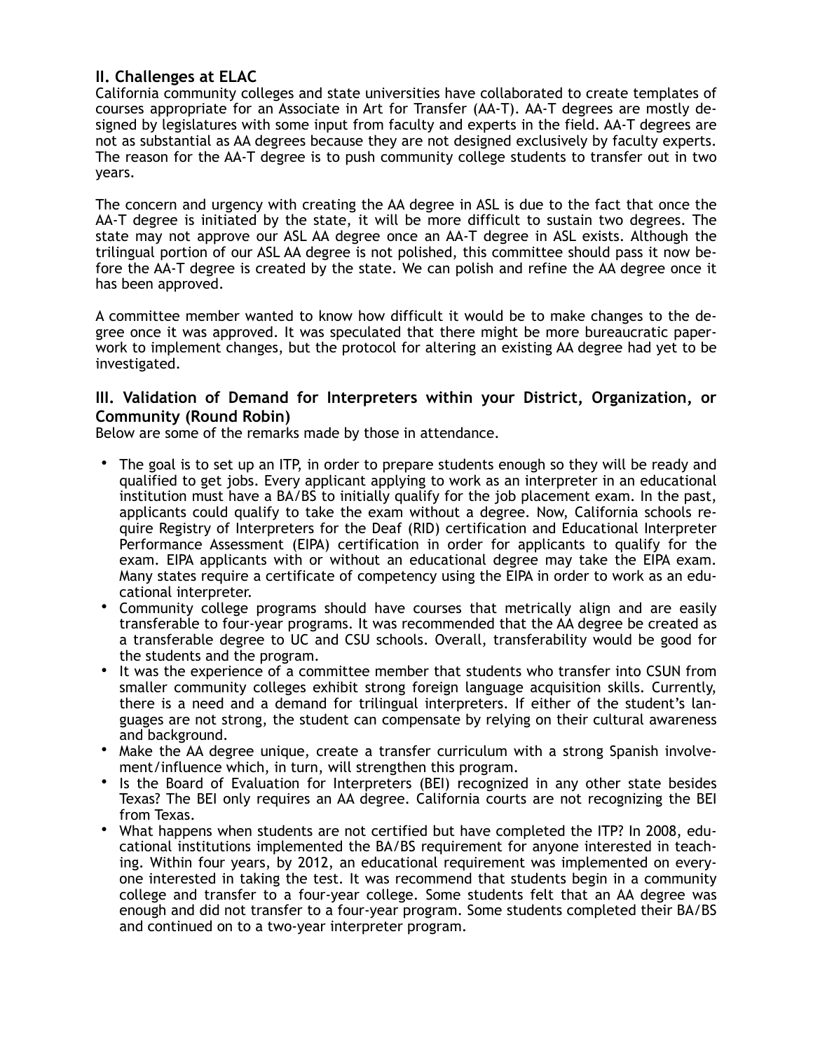## II. Challenges at ELAC

California community colleges and state universities have collaborated to create templates of courses appropriate for an Associate in Art for Transfer (AA-T). AA-T degrees are mostly designed by legislatures with some input from faculty and experts in the field. AA-T degrees are not as substantial as AA degrees because they are not designed exclusively by faculty experts. The reason for the AA-T degree is to push community college students to transfer out in two years.

The concern and urgency with creating the AA degree in ASL is due to the fact that once the AA-T degree is initiated by the state, it will be more difficult to sustain two degrees. The state may not approve our ASL AA degree once an AA-T degree in ASL exists. Although the trilingual portion of our ASL AA degree is not polished, this committee should pass it now before the AA-T degree is created by the state. We can polish and refine the AA degree once it has been approved.

A committee member wanted to know how difficult it would be to make changes to the degree once it was approved. It was speculated that there might be more bureaucratic paperwork to implement changes, but the protocol for altering an existing AA degree had yet to be investigated.

## III. Validation of Demand for Interpreters within your District, Organization, or Community (Round Robin)

Below are some of the remarks made by those in attendance.

- The goal is to set up an ITP, in order to prepare students enough so they will be ready and qualified to get jobs. Every applicant applying to work as an interpreter in an educational institution must have a BA/BS to initially qualify for the job placement exam. In the past, applicants could qualify to take the exam without a degree. Now, California schools require Registry of Interpreters for the Deaf (RID) certification and Educational Interpreter Performance Assessment (EIPA) certification in order for applicants to qualify for the exam. EIPA applicants with or without an educational degree may take the EIPA exam. Many states require a certificate of competency using the EIPA in order to work as an educational interpreter.
- Community college programs should have courses that metrically align and are easily transferable to four-year programs. It was recommended that the AA degree be created as a transferable degree to UC and CSU schools. Overall, transferability would be good for the students and the program.
- It was the experience of a committee member that students who transfer into CSUN from smaller community colleges exhibit strong foreign language acquisition skills. Currently, there is a need and a demand for trilingual interpreters. If either of the student's languages are not strong, the student can compensate by relying on their cultural awareness and background.
- Make the AA degree unique, create a transfer curriculum with a strong Spanish involvement/influence which, in turn, will strengthen this program.
- Is the Board of Evaluation for Interpreters (BEI) recognized in any other state besides Texas? The BEI only requires an AA degree. California courts are not recognizing the BEI from Texas.
- What happens when students are not certified but have completed the ITP? In 2008, educational institutions implemented the BA/BS requirement for anyone interested in teaching. Within four years, by 2012, an educational requirement was implemented on everyone interested in taking the test. It was recommend that students begin in a community college and transfer to a four-year college. Some students felt that an AA degree was enough and did not transfer to a four-year program. Some students completed their BA/BS and continued on to a two-year interpreter program.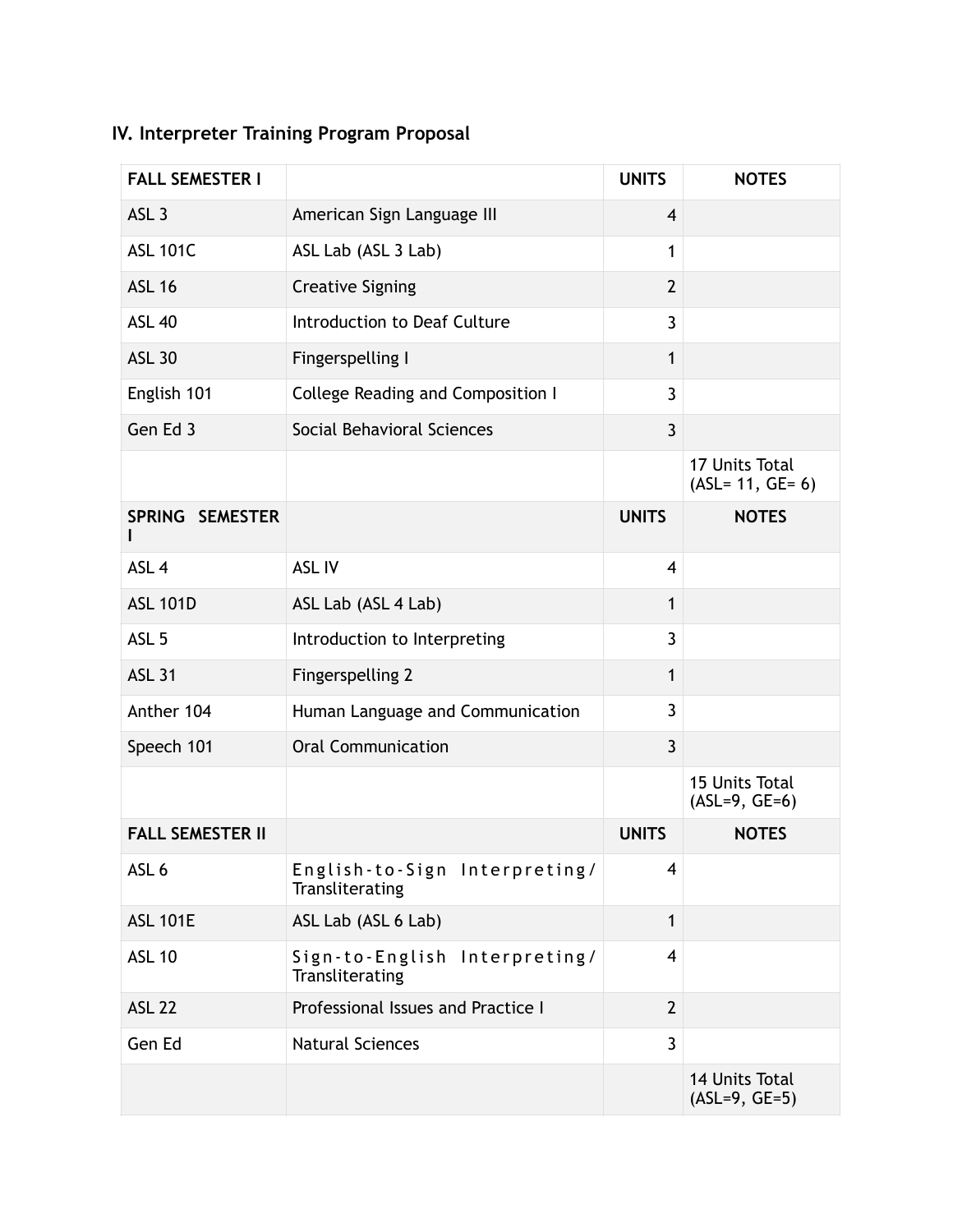## IV. Interpreter Training Program Proposal

| FALL SEMESTER I | | UNITS | NOTES |
|---|---|---|---|
| ASL 3 | American Sign Language III | 4 | |
| ASL 101C | ASL Lab (ASL 3 Lab) | 1 | |
| ASL 16 | Creative Signing | 2 | |
| ASL 40 | Introduction to Deaf Culture | 3 | |
| ASL 30 | Fingerspelling I | 1 | |
| English 101 | College Reading and Composition I | 3 | |
| Gen Ed 3 | Social Behavioral Sciences | 3 | |
| | | | 17 Units Total (ASL= 11, GE= 6) |
| **SPRING SEMESTER I** | | **UNITS** | **NOTES** |
| ASL 4 | ASL IV | 4 | |
| ASL 101D | ASL Lab (ASL 4 Lab) | 1 | |
| ASL 5 | Introduction to Interpreting | 3 | |
| ASL 31 | Fingerspelling 2 | 1 | |
| Anther 104 | Human Language and Communication | 3 | |
| Speech 101 | Oral Communication | 3 | |
| | | | 15 Units Total (ASL=9, GE=6) |
| **FALL SEMESTER II** | | **UNITS** | **NOTES** |
| ASL 6 | English-to-Sign Interpreting/ Transliterating | 4 | |
| ASL 101E | ASL Lab (ASL 6 Lab) | 1 | |
| ASL 10 | Sign-to-English Interpreting/ Transliterating | 4 | |
| ASL 22 | Professional Issues and Practice I | 2 | |
| Gen Ed | Natural Sciences | 3 | |
| | | | 14 Units Total (ASL=9, GE=5) |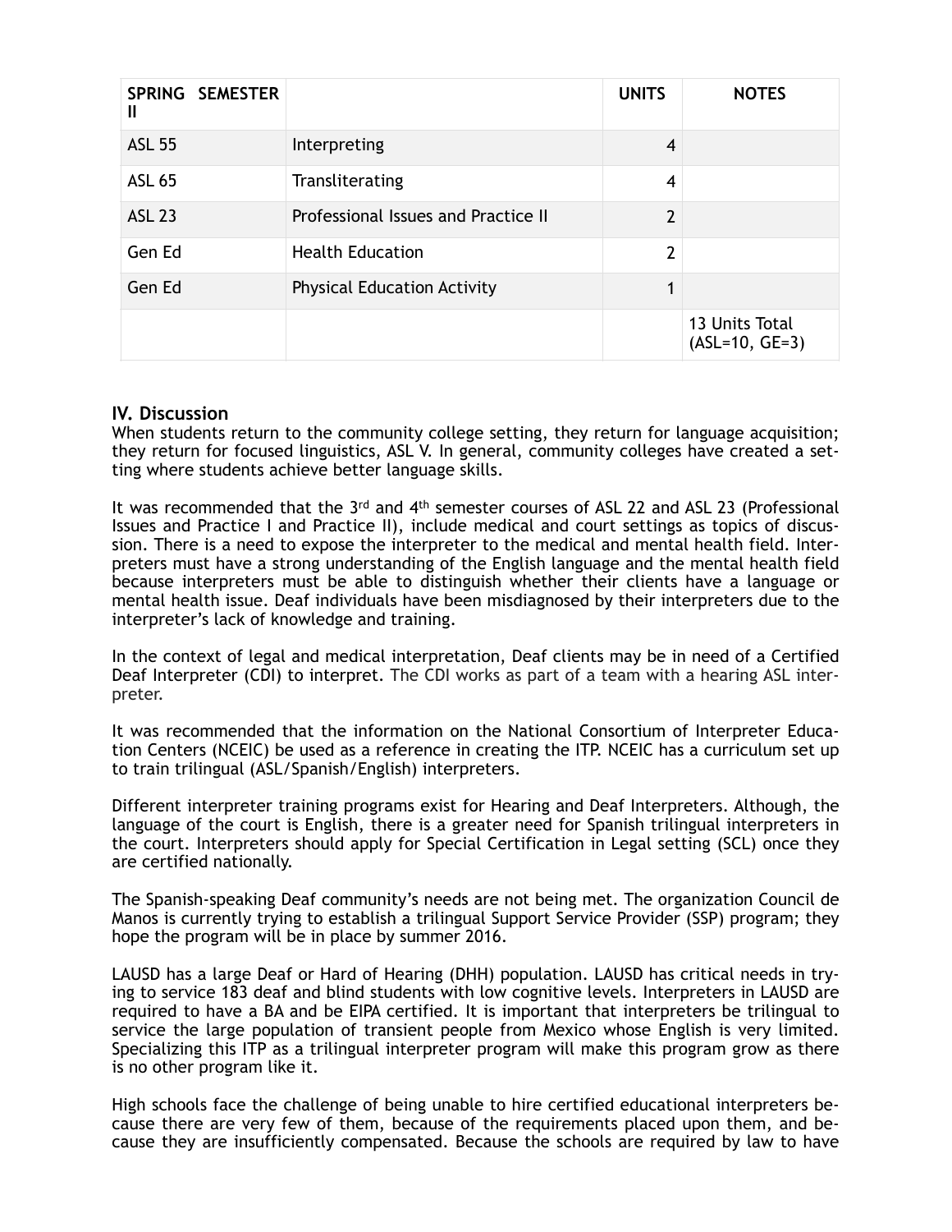| SPRING SEMESTER II | | UNITS | NOTES |
| --- | --- | --- | --- |
| ASL 55 | Interpreting | 4 | |
| ASL 65 | Transliterating | 4 | |
| ASL 23 | Professional Issues and Practice II | 2 | |
| Gen Ed | Health Education | 2 | |
| Gen Ed | Physical Education Activity | 1 | |
| | | | 13 Units Total (ASL=10, GE=3) |

## IV. Discussion

When students return to the community college setting, they return for language acquisition; they return for focused linguistics, ASL V. In general, community colleges have created a setting where students achieve better language skills.

It was recommended that the 3rd and 4th semester courses of ASL 22 and ASL 23 (Professional Issues and Practice I and Practice II), include medical and court settings as topics of discussion. There is a need to expose the interpreter to the medical and mental health field. Interpreters must have a strong understanding of the English language and the mental health field because interpreters must be able to distinguish whether their clients have a language or mental health issue. Deaf individuals have been misdiagnosed by their interpreters due to the interpreter's lack of knowledge and training.

In the context of legal and medical interpretation, Deaf clients may be in need of a Certified Deaf Interpreter (CDI) to interpret. The CDI works as part of a team with a hearing ASL interpreter.

It was recommended that the information on the National Consortium of Interpreter Education Centers (NCEIC) be used as a reference in creating the ITP. NCEIC has a curriculum set up to train trilingual (ASL/Spanish/English) interpreters.

Different interpreter training programs exist for Hearing and Deaf Interpreters. Although, the language of the court is English, there is a greater need for Spanish trilingual interpreters in the court. Interpreters should apply for Special Certification in Legal setting (SCL) once they are certified nationally.

The Spanish-speaking Deaf community's needs are not being met. The organization Council de Manos is currently trying to establish a trilingual Support Service Provider (SSP) program; they hope the program will be in place by summer 2016.

LAUSD has a large Deaf or Hard of Hearing (DHH) population. LAUSD has critical needs in trying to service 183 deaf and blind students with low cognitive levels. Interpreters in LAUSD are required to have a BA and be EIPA certified. It is important that interpreters be trilingual to service the large population of transient people from Mexico whose English is very limited. Specializing this ITP as a trilingual interpreter program will make this program grow as there is no other program like it.

High schools face the challenge of being unable to hire certified educational interpreters because there are very few of them, because of the requirements placed upon them, and because they are insufficiently compensated. Because the schools are required by law to have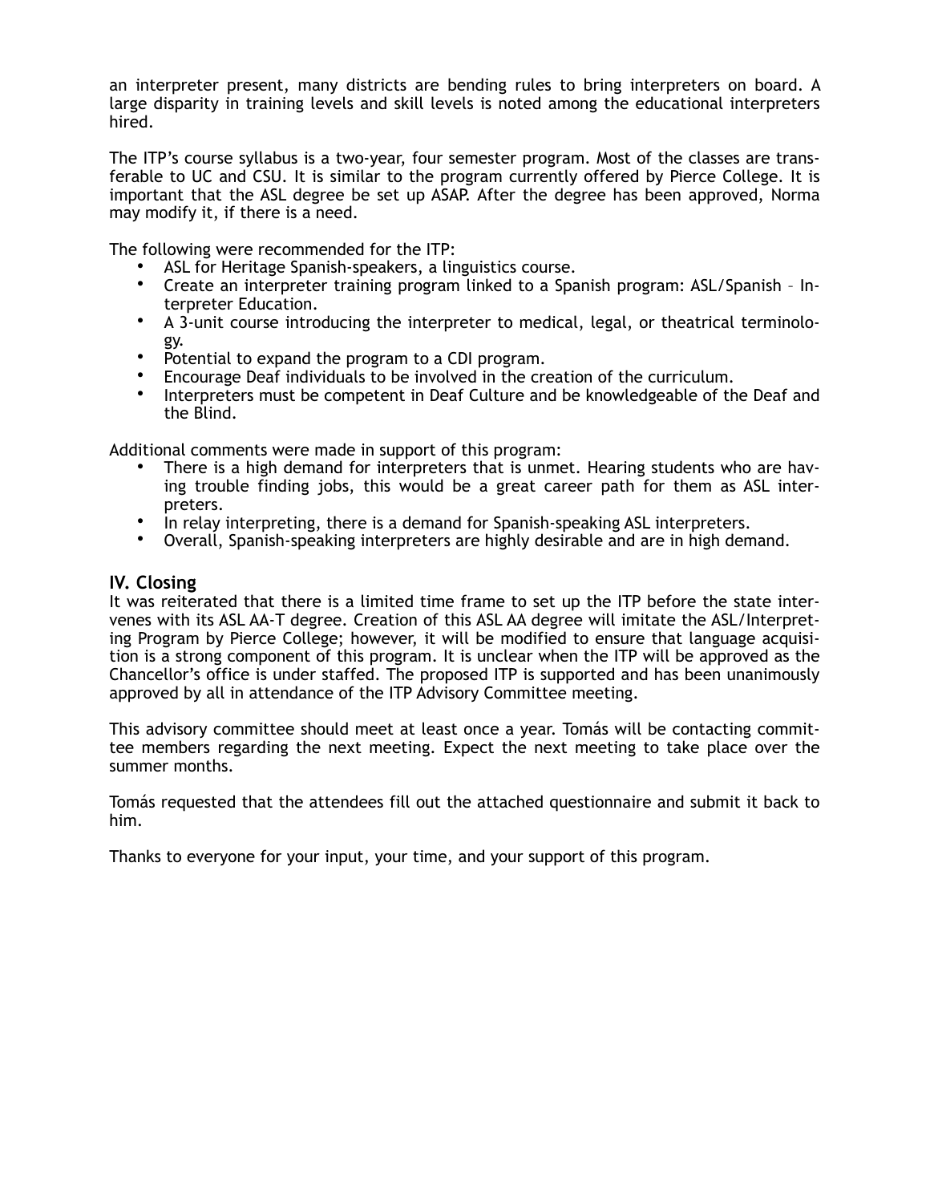an interpreter present, many districts are bending rules to bring interpreters on board. A large disparity in training levels and skill levels is noted among the educational interpreters hired.

The ITP's course syllabus is a two-year, four semester program. Most of the classes are transferable to UC and CSU. It is similar to the program currently offered by Pierce College. It is important that the ASL degree be set up ASAP. After the degree has been approved, Norma may modify it, if there is a need.

The following were recommended for the ITP:

- ASL for Heritage Spanish-speakers, a linguistics course.
- Create an interpreter training program linked to a Spanish program: ASL/Spanish – Interpreter Education.
- A 3-unit course introducing the interpreter to medical, legal, or theatrical terminology.
- Potential to expand the program to a CDI program.
- Encourage Deaf individuals to be involved in the creation of the curriculum.
- Interpreters must be competent in Deaf Culture and be knowledgeable of the Deaf and the Blind.

Additional comments were made in support of this program:

- There is a high demand for interpreters that is unmet. Hearing students who are having trouble finding jobs, this would be a great career path for them as ASL interpreters.
- In relay interpreting, there is a demand for Spanish-speaking ASL interpreters.
- Overall, Spanish-speaking interpreters are highly desirable and are in high demand.

## IV. Closing

It was reiterated that there is a limited time frame to set up the ITP before the state intervenes with its ASL AA-T degree. Creation of this ASL AA degree will imitate the ASL/Interpreting Program by Pierce College; however, it will be modified to ensure that language acquisition is a strong component of this program. It is unclear when the ITP will be approved as the Chancellor's office is under staffed. The proposed ITP is supported and has been unanimously approved by all in attendance of the ITP Advisory Committee meeting.

This advisory committee should meet at least once a year. Tomás will be contacting committee members regarding the next meeting. Expect the next meeting to take place over the summer months.

Tomás requested that the attendees fill out the attached questionnaire and submit it back to him.

Thanks to everyone for your input, your time, and your support of this program.